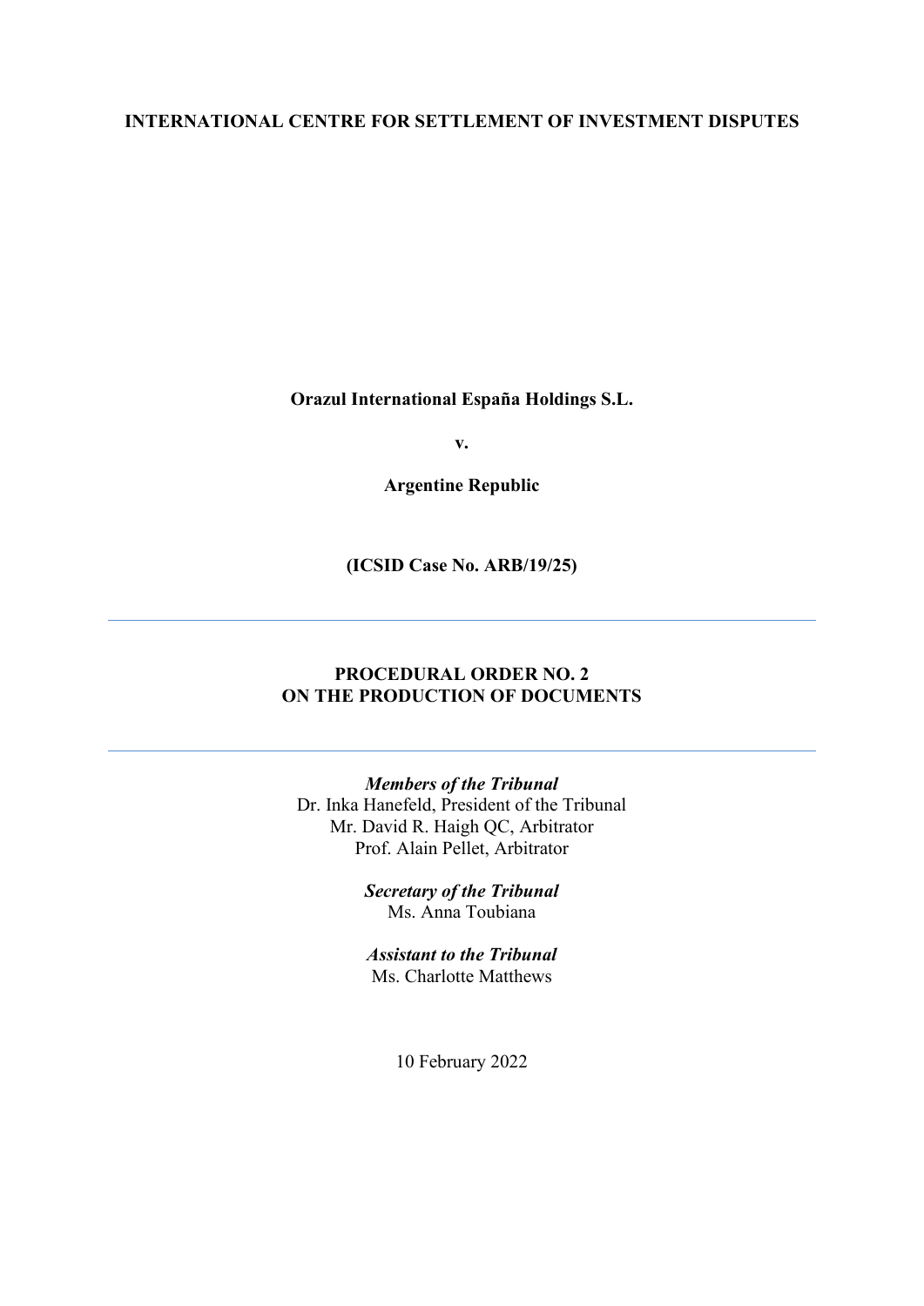**INTERNATIONAL CENTRE FOR SETTLEMENT OF INVESTMENT DISPUTES**

**Orazul International España Holdings S.L.**

**v.**

**Argentine Republic**

**(ICSID Case No. ARB/19/25)**

---

# PROCEDURAL ORDER NO. 2
# ON THE PRODUCTION OF DOCUMENTS

---

***Members of the Tribunal***
Dr. Inka Hanefeld, President of the Tribunal
Mr. David R. Haigh QC, Arbitrator
Prof. Alain Pellet, Arbitrator

***Secretary of the Tribunal***
Ms. Anna Toubiana

***Assistant to the Tribunal***
Ms. Charlotte Matthews

10 February 2022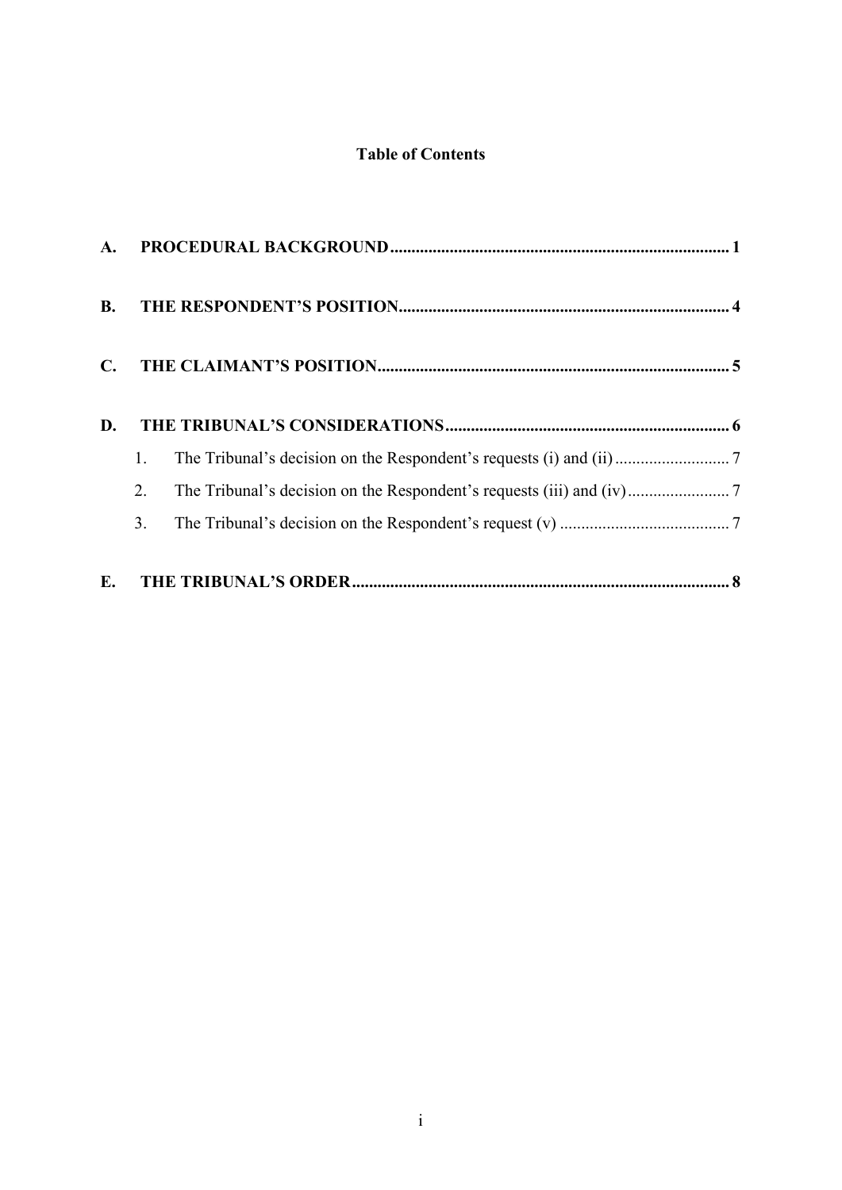**Table of Contents**

A. PROCEDURAL BACKGROUND ..... 1

B. THE RESPONDENT'S POSITION ..... 4

C. THE CLAIMANT'S POSITION ..... 5

D. THE TRIBUNAL'S CONSIDERATIONS ..... 6

1. The Tribunal's decision on the Respondent's requests (i) and (ii) ..... 7
2. The Tribunal's decision on the Respondent's requests (iii) and (iv) ..... 7
3. The Tribunal's decision on the Respondent's request (v) ..... 7

E. THE TRIBUNAL'S ORDER ..... 8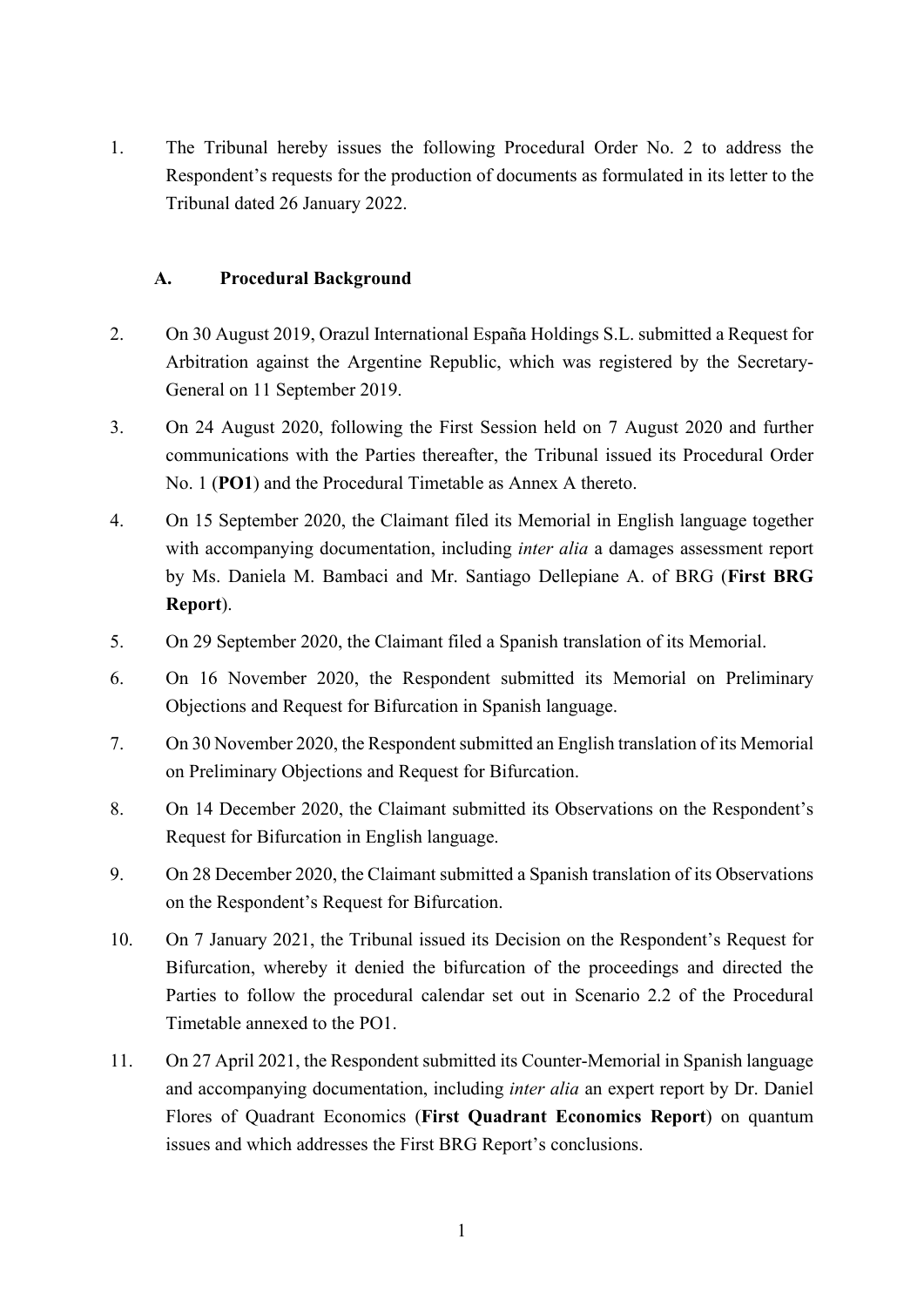1. The Tribunal hereby issues the following Procedural Order No. 2 to address the Respondent's requests for the production of documents as formulated in its letter to the Tribunal dated 26 January 2022.

## A. Procedural Background

2. On 30 August 2019, Orazul International España Holdings S.L. submitted a Request for Arbitration against the Argentine Republic, which was registered by the Secretary-General on 11 September 2019.

3. On 24 August 2020, following the First Session held on 7 August 2020 and further communications with the Parties thereafter, the Tribunal issued its Procedural Order No. 1 (**PO1**) and the Procedural Timetable as Annex A thereto.

4. On 15 September 2020, the Claimant filed its Memorial in English language together with accompanying documentation, including *inter alia* a damages assessment report by Ms. Daniela M. Bambaci and Mr. Santiago Dellepiane A. of BRG (**First BRG Report**).

5. On 29 September 2020, the Claimant filed a Spanish translation of its Memorial.

6. On 16 November 2020, the Respondent submitted its Memorial on Preliminary Objections and Request for Bifurcation in Spanish language.

7. On 30 November 2020, the Respondent submitted an English translation of its Memorial on Preliminary Objections and Request for Bifurcation.

8. On 14 December 2020, the Claimant submitted its Observations on the Respondent's Request for Bifurcation in English language.

9. On 28 December 2020, the Claimant submitted a Spanish translation of its Observations on the Respondent's Request for Bifurcation.

10. On 7 January 2021, the Tribunal issued its Decision on the Respondent's Request for Bifurcation, whereby it denied the bifurcation of the proceedings and directed the Parties to follow the procedural calendar set out in Scenario 2.2 of the Procedural Timetable annexed to the PO1.

11. On 27 April 2021, the Respondent submitted its Counter-Memorial in Spanish language and accompanying documentation, including *inter alia* an expert report by Dr. Daniel Flores of Quadrant Economics (**First Quadrant Economics Report**) on quantum issues and which addresses the First BRG Report's conclusions.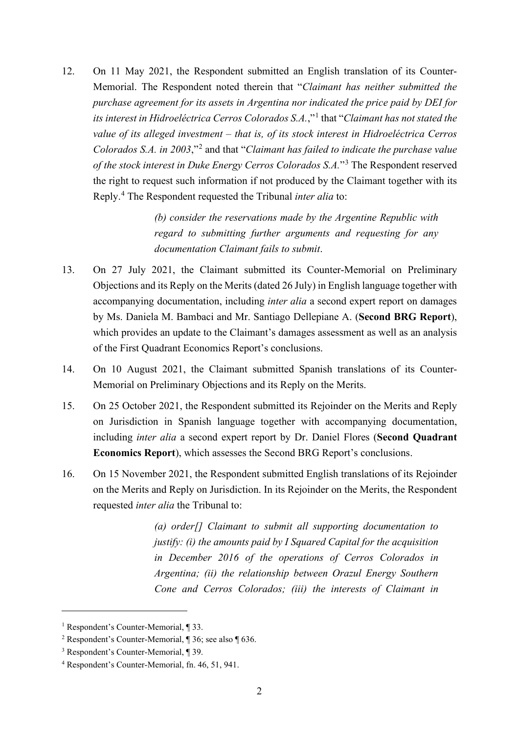12. On 11 May 2021, the Respondent submitted an English translation of its Counter-Memorial. The Respondent noted therein that "*Claimant has neither submitted the purchase agreement for its assets in Argentina nor indicated the price paid by DEI for its interest in Hidroeléctrica Cerros Colorados S.A.*,"[1] that "*Claimant has not stated the value of its alleged investment – that is, of its stock interest in Hidroeléctrica Cerros Colorados S.A. in 2003*,"[2] and that "*Claimant has failed to indicate the purchase value of the stock interest in Duke Energy Cerros Colorados S.A.*"[3] The Respondent reserved the right to request such information if not produced by the Claimant together with its Reply.[4] The Respondent requested the Tribunal *inter alia* to:

> *(b) consider the reservations made by the Argentine Republic with regard to submitting further arguments and requesting for any documentation Claimant fails to submit*.

13. On 27 July 2021, the Claimant submitted its Counter-Memorial on Preliminary Objections and its Reply on the Merits (dated 26 July) in English language together with accompanying documentation, including *inter alia* a second expert report on damages by Ms. Daniela M. Bambaci and Mr. Santiago Dellepiane A. (**Second BRG Report**), which provides an update to the Claimant's damages assessment as well as an analysis of the First Quadrant Economics Report's conclusions.

14. On 10 August 2021, the Claimant submitted Spanish translations of its Counter-Memorial on Preliminary Objections and its Reply on the Merits.

15. On 25 October 2021, the Respondent submitted its Rejoinder on the Merits and Reply on Jurisdiction in Spanish language together with accompanying documentation, including *inter alia* a second expert report by Dr. Daniel Flores (**Second Quadrant Economics Report**), which assesses the Second BRG Report's conclusions.

16. On 15 November 2021, the Respondent submitted English translations of its Rejoinder on the Merits and Reply on Jurisdiction. In its Rejoinder on the Merits, the Respondent requested *inter alia* the Tribunal to:

> *(a) order[] Claimant to submit all supporting documentation to justify: (i) the amounts paid by I Squared Capital for the acquisition in December 2016 of the operations of Cerros Colorados in Argentina; (ii) the relationship between Orazul Energy Southern Cone and Cerros Colorados; (iii) the interests of Claimant in*

---

[1] Respondent's Counter-Memorial, ¶ 33.

[2] Respondent's Counter-Memorial, ¶ 36; see also ¶ 636.

[3] Respondent's Counter-Memorial, ¶ 39.

[4] Respondent's Counter-Memorial, fn. 46, 51, 941.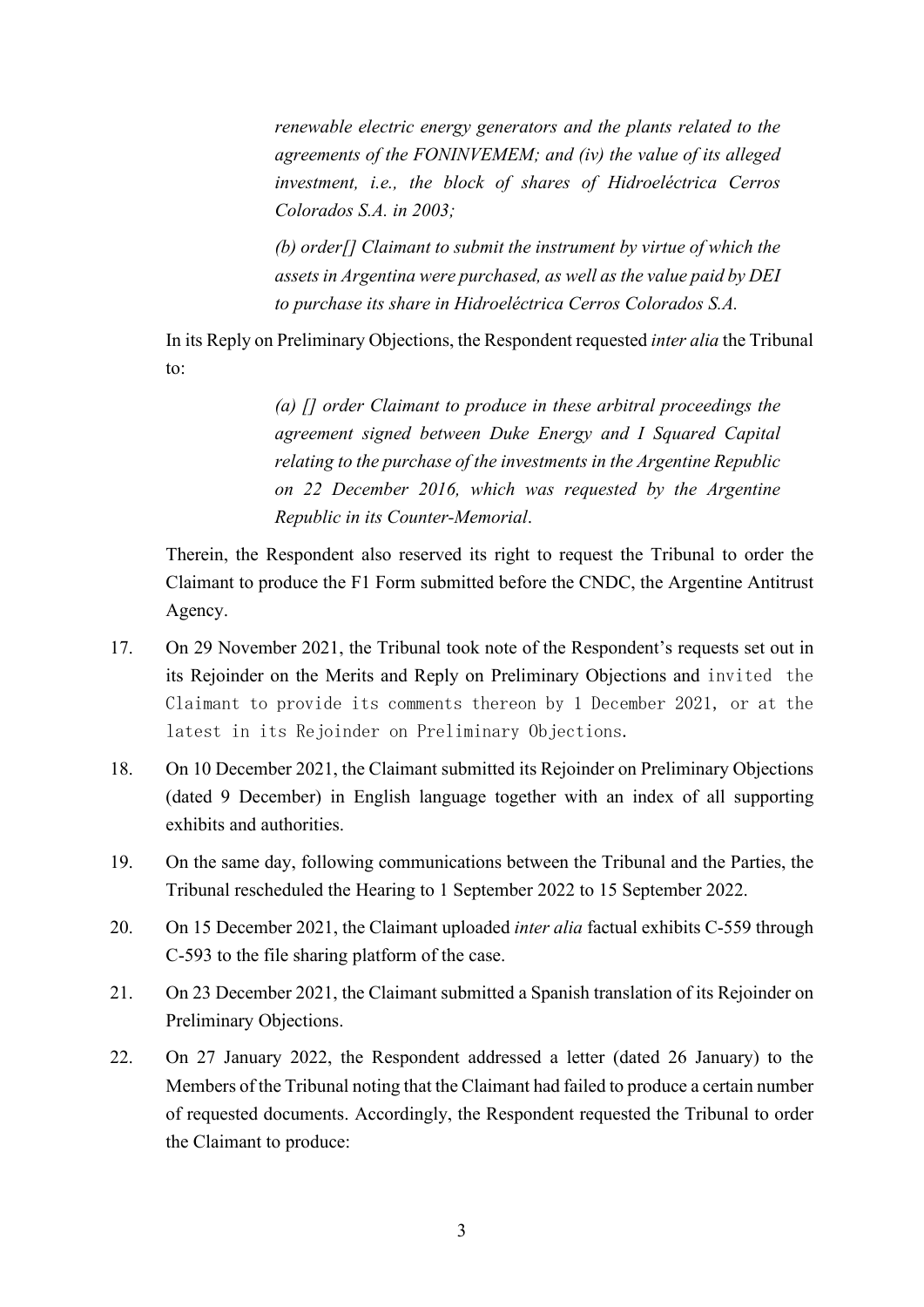> *renewable electric energy generators and the plants related to the agreements of the FONINVEMEM; and (iv) the value of its alleged investment, i.e., the block of shares of Hidroeléctrica Cerros Colorados S.A. in 2003;*
>
> *(b) order[] Claimant to submit the instrument by virtue of which the assets in Argentina were purchased, as well as the value paid by DEI to purchase its share in Hidroeléctrica Cerros Colorados S.A.*

In its Reply on Preliminary Objections, the Respondent requested *inter alia* the Tribunal to:

> *(a) [] order Claimant to produce in these arbitral proceedings the agreement signed between Duke Energy and I Squared Capital relating to the purchase of the investments in the Argentine Republic on 22 December 2016, which was requested by the Argentine Republic in its Counter-Memorial.*

Therein, the Respondent also reserved its right to request the Tribunal to order the Claimant to produce the F1 Form submitted before the CNDC, the Argentine Antitrust Agency.

17. On 29 November 2021, the Tribunal took note of the Respondent's requests set out in its Rejoinder on the Merits and Reply on Preliminary Objections and invited the Claimant to provide its comments thereon by 1 December 2021, or at the latest in its Rejoinder on Preliminary Objections.

18. On 10 December 2021, the Claimant submitted its Rejoinder on Preliminary Objections (dated 9 December) in English language together with an index of all supporting exhibits and authorities.

19. On the same day, following communications between the Tribunal and the Parties, the Tribunal rescheduled the Hearing to 1 September 2022 to 15 September 2022.

20. On 15 December 2021, the Claimant uploaded *inter alia* factual exhibits C-559 through C-593 to the file sharing platform of the case.

21. On 23 December 2021, the Claimant submitted a Spanish translation of its Rejoinder on Preliminary Objections.

22. On 27 January 2022, the Respondent addressed a letter (dated 26 January) to the Members of the Tribunal noting that the Claimant had failed to produce a certain number of requested documents. Accordingly, the Respondent requested the Tribunal to order the Claimant to produce: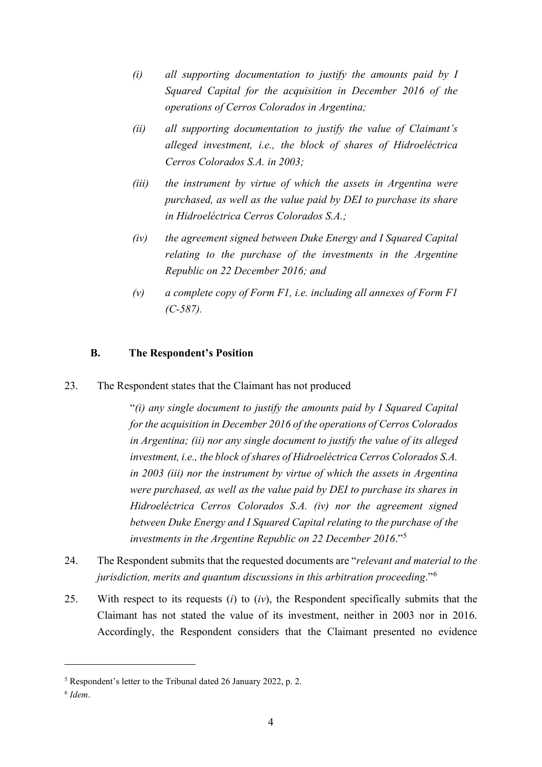*(i) all supporting documentation to justify the amounts paid by I Squared Capital for the acquisition in December 2016 of the operations of Cerros Colorados in Argentina;*

*(ii) all supporting documentation to justify the value of Claimant's alleged investment, i.e., the block of shares of Hidroeléctrica Cerros Colorados S.A. in 2003;*

*(iii) the instrument by virtue of which the assets in Argentina were purchased, as well as the value paid by DEI to purchase its share in Hidroeléctrica Cerros Colorados S.A.;*

*(iv) the agreement signed between Duke Energy and I Squared Capital relating to the purchase of the investments in the Argentine Republic on 22 December 2016; and*

*(v) a complete copy of Form F1, i.e. including all annexes of Form F1 (C-587).*

### B. The Respondent's Position

23. The Respondent states that the Claimant has not produced

> "*(i) any single document to justify the amounts paid by I Squared Capital for the acquisition in December 2016 of the operations of Cerros Colorados in Argentina; (ii) nor any single document to justify the value of its alleged investment, i.e., the block of shares of Hidroeléctrica Cerros Colorados S.A. in 2003 (iii) nor the instrument by virtue of which the assets in Argentina were purchased, as well as the value paid by DEI to purchase its shares in Hidroeléctrica Cerros Colorados S.A. (iv) nor the agreement signed between Duke Energy and I Squared Capital relating to the purchase of the investments in the Argentine Republic on 22 December 2016*."[5]

24. The Respondent submits that the requested documents are "*relevant and material to the jurisdiction, merits and quantum discussions in this arbitration proceeding*."[6]

25. With respect to its requests (*i*) to (*iv*), the Respondent specifically submits that the Claimant has not stated the value of its investment, neither in 2003 nor in 2016. Accordingly, the Respondent considers that the Claimant presented no evidence

---

[5] Respondent's letter to the Tribunal dated 26 January 2022, p. 2.

[6] *Idem*.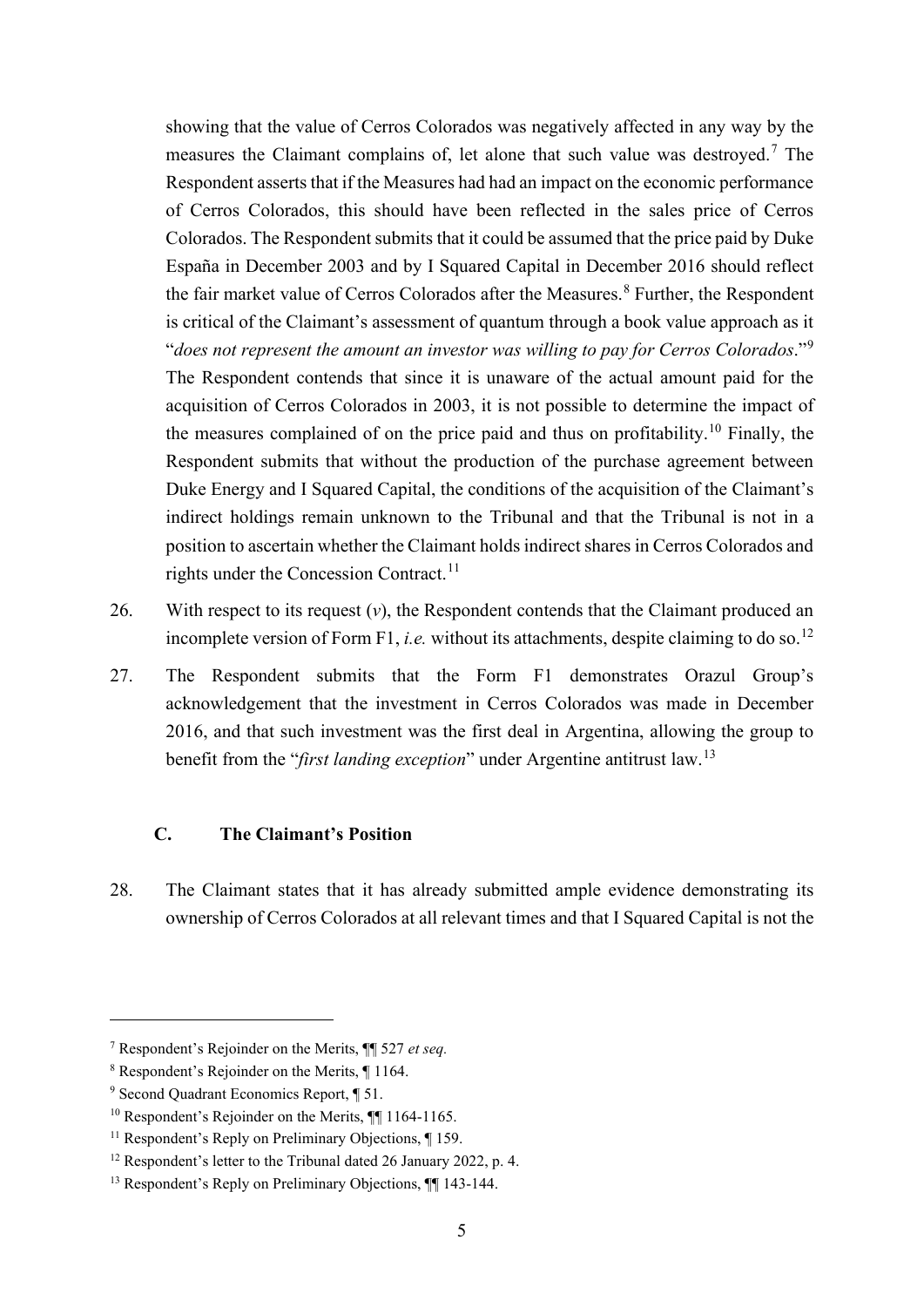showing that the value of Cerros Colorados was negatively affected in any way by the measures the Claimant complains of, let alone that such value was destroyed.[7] The Respondent asserts that if the Measures had had an impact on the economic performance of Cerros Colorados, this should have been reflected in the sales price of Cerros Colorados. The Respondent submits that it could be assumed that the price paid by Duke España in December 2003 and by I Squared Capital in December 2016 should reflect the fair market value of Cerros Colorados after the Measures.[8] Further, the Respondent is critical of the Claimant's assessment of quantum through a book value approach as it "*does not represent the amount an investor was willing to pay for Cerros Colorados*."[9] The Respondent contends that since it is unaware of the actual amount paid for the acquisition of Cerros Colorados in 2003, it is not possible to determine the impact of the measures complained of on the price paid and thus on profitability.[10] Finally, the Respondent submits that without the production of the purchase agreement between Duke Energy and I Squared Capital, the conditions of the acquisition of the Claimant's indirect holdings remain unknown to the Tribunal and that the Tribunal is not in a position to ascertain whether the Claimant holds indirect shares in Cerros Colorados and rights under the Concession Contract.[11]

26. With respect to its request (*v*), the Respondent contends that the Claimant produced an incomplete version of Form F1, *i.e.* without its attachments, despite claiming to do so.[12]

27. The Respondent submits that the Form F1 demonstrates Orazul Group's acknowledgement that the investment in Cerros Colorados was made in December 2016, and that such investment was the first deal in Argentina, allowing the group to benefit from the "*first landing exception*" under Argentine antitrust law.[13]

### C. The Claimant's Position

28. The Claimant states that it has already submitted ample evidence demonstrating its ownership of Cerros Colorados at all relevant times and that I Squared Capital is not the

---

[7] Respondent's Rejoinder on the Merits, ¶¶ 527 *et seq.*

[8] Respondent's Rejoinder on the Merits, ¶ 1164.

[9] Second Quadrant Economics Report, ¶ 51.

[10] Respondent's Rejoinder on the Merits, ¶¶ 1164-1165.

[11] Respondent's Reply on Preliminary Objections, ¶ 159.

[12] Respondent's letter to the Tribunal dated 26 January 2022, p. 4.

[13] Respondent's Reply on Preliminary Objections, ¶¶ 143-144.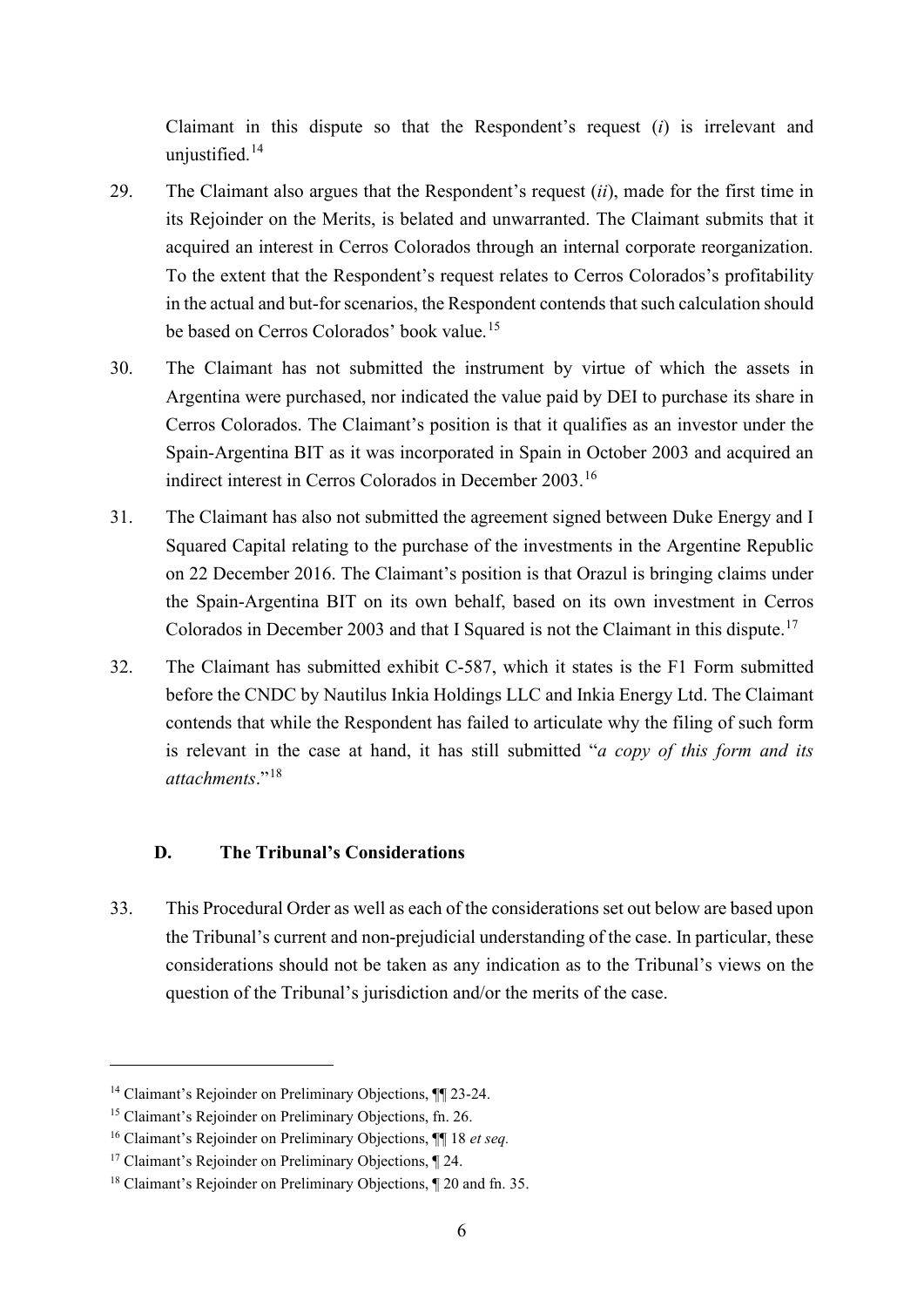Claimant in this dispute so that the Respondent's request (*i*) is irrelevant and unjustified.[14]

29. The Claimant also argues that the Respondent's request (*ii*), made for the first time in its Rejoinder on the Merits, is belated and unwarranted. The Claimant submits that it acquired an interest in Cerros Colorados through an internal corporate reorganization. To the extent that the Respondent's request relates to Cerros Colorados's profitability in the actual and but-for scenarios, the Respondent contends that such calculation should be based on Cerros Colorados' book value.[15]

30. The Claimant has not submitted the instrument by virtue of which the assets in Argentina were purchased, nor indicated the value paid by DEI to purchase its share in Cerros Colorados. The Claimant's position is that it qualifies as an investor under the Spain-Argentina BIT as it was incorporated in Spain in October 2003 and acquired an indirect interest in Cerros Colorados in December 2003.[16]

31. The Claimant has also not submitted the agreement signed between Duke Energy and I Squared Capital relating to the purchase of the investments in the Argentine Republic on 22 December 2016. The Claimant's position is that Orazul is bringing claims under the Spain-Argentina BIT on its own behalf, based on its own investment in Cerros Colorados in December 2003 and that I Squared is not the Claimant in this dispute.[17]

32. The Claimant has submitted exhibit C-587, which it states is the F1 Form submitted before the CNDC by Nautilus Inkia Holdings LLC and Inkia Energy Ltd. The Claimant contends that while the Respondent has failed to articulate why the filing of such form is relevant in the case at hand, it has still submitted "*a copy of this form and its attachments*."[18]

### D. The Tribunal's Considerations

33. This Procedural Order as well as each of the considerations set out below are based upon the Tribunal's current and non-prejudicial understanding of the case. In particular, these considerations should not be taken as any indication as to the Tribunal's views on the question of the Tribunal's jurisdiction and/or the merits of the case.

---

[14] Claimant's Rejoinder on Preliminary Objections, ¶¶ 23-24.

[15] Claimant's Rejoinder on Preliminary Objections, fn. 26.

[16] Claimant's Rejoinder on Preliminary Objections, ¶¶ 18 *et seq.*

[17] Claimant's Rejoinder on Preliminary Objections, ¶ 24.

[18] Claimant's Rejoinder on Preliminary Objections, ¶ 20 and fn. 35.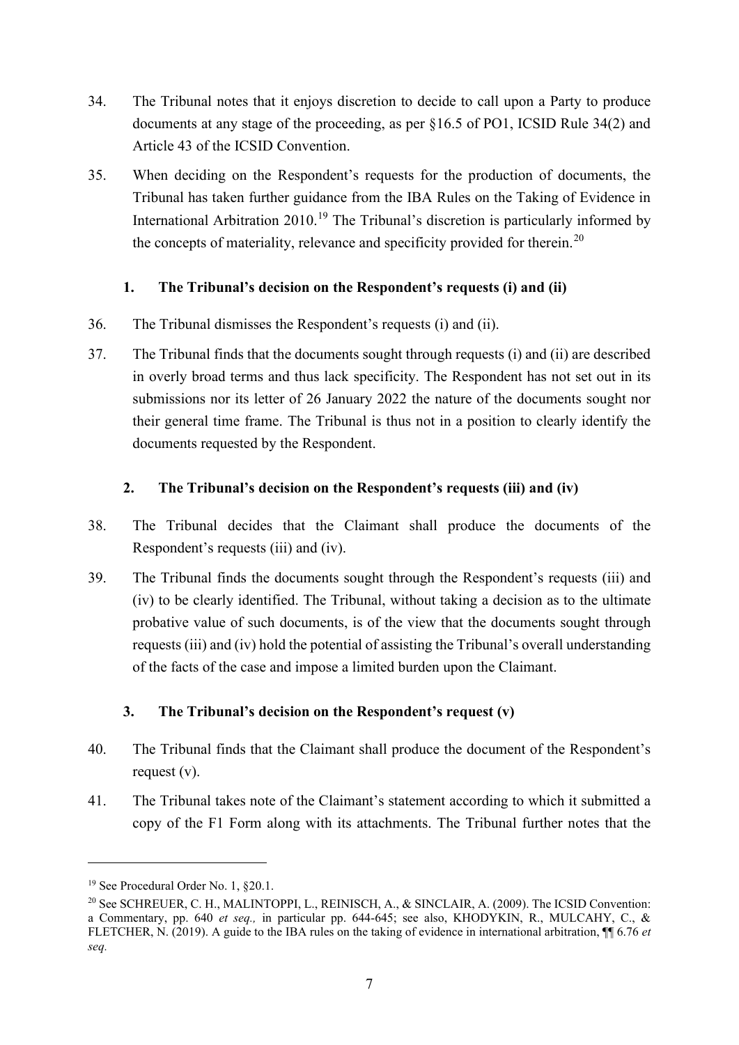34. The Tribunal notes that it enjoys discretion to decide to call upon a Party to produce documents at any stage of the proceeding, as per §16.5 of PO1, ICSID Rule 34(2) and Article 43 of the ICSID Convention.

35. When deciding on the Respondent's requests for the production of documents, the Tribunal has taken further guidance from the IBA Rules on the Taking of Evidence in International Arbitration 2010.[19] The Tribunal's discretion is particularly informed by the concepts of materiality, relevance and specificity provided for therein.[20]

### 1. The Tribunal's decision on the Respondent's requests (i) and (ii)

36. The Tribunal dismisses the Respondent's requests (i) and (ii).

37. The Tribunal finds that the documents sought through requests (i) and (ii) are described in overly broad terms and thus lack specificity. The Respondent has not set out in its submissions nor its letter of 26 January 2022 the nature of the documents sought nor their general time frame. The Tribunal is thus not in a position to clearly identify the documents requested by the Respondent.

### 2. The Tribunal's decision on the Respondent's requests (iii) and (iv)

38. The Tribunal decides that the Claimant shall produce the documents of the Respondent's requests (iii) and (iv).

39. The Tribunal finds the documents sought through the Respondent's requests (iii) and (iv) to be clearly identified. The Tribunal, without taking a decision as to the ultimate probative value of such documents, is of the view that the documents sought through requests (iii) and (iv) hold the potential of assisting the Tribunal's overall understanding of the facts of the case and impose a limited burden upon the Claimant.

### 3. The Tribunal's decision on the Respondent's request (v)

40. The Tribunal finds that the Claimant shall produce the document of the Respondent's request (v).

41. The Tribunal takes note of the Claimant's statement according to which it submitted a copy of the F1 Form along with its attachments. The Tribunal further notes that the

---

[19] See Procedural Order No. 1, §20.1.

[20] See SCHREUER, C. H., MALINTOPPI, L., REINISCH, A., & SINCLAIR, A. (2009). The ICSID Convention: a Commentary, pp. 640 *et seq.,* in particular pp. 644-645; see also, KHODYKIN, R., MULCAHY, C., & FLETCHER, N. (2019). A guide to the IBA rules on the taking of evidence in international arbitration, ¶¶ 6.76 *et seq.*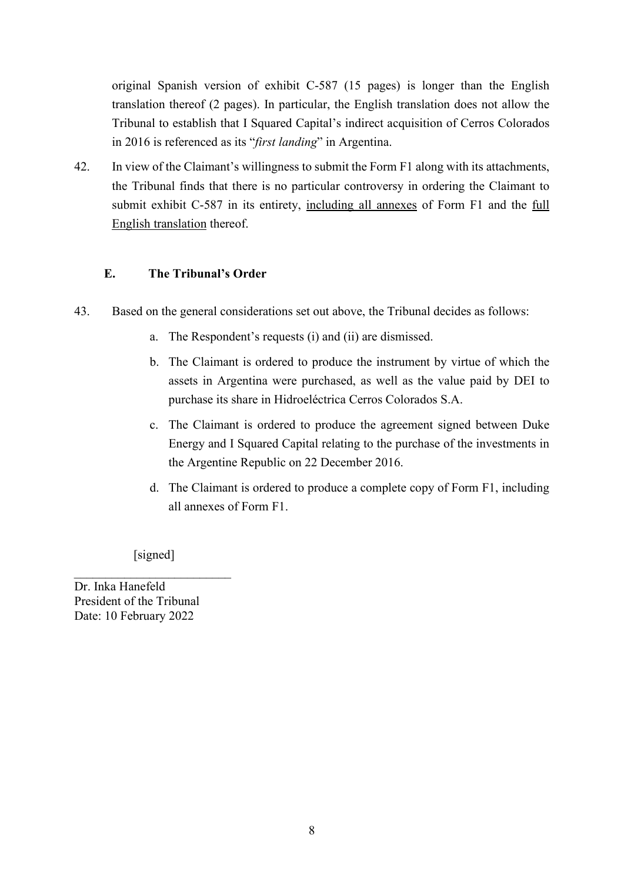original Spanish version of exhibit C-587 (15 pages) is longer than the English translation thereof (2 pages). In particular, the English translation does not allow the Tribunal to establish that I Squared Capital's indirect acquisition of Cerros Colorados in 2016 is referenced as its "*first landing*" in Argentina.

42. In view of the Claimant's willingness to submit the Form F1 along with its attachments, the Tribunal finds that there is no particular controversy in ordering the Claimant to submit exhibit C-587 in its entirety, <u>including all annexes</u> of Form F1 and the <u>full English translation</u> thereof.

### E. The Tribunal's Order

43. Based on the general considerations set out above, the Tribunal decides as follows:

    a. The Respondent's requests (i) and (ii) are dismissed.

    b. The Claimant is ordered to produce the instrument by virtue of which the assets in Argentina were purchased, as well as the value paid by DEI to purchase its share in Hidroeléctrica Cerros Colorados S.A.

    c. The Claimant is ordered to produce the agreement signed between Duke Energy and I Squared Capital relating to the purchase of the investments in the Argentine Republic on 22 December 2016.

    d. The Claimant is ordered to produce a complete copy of Form F1, including all annexes of Form F1.

[signed]

\_\_\_\_\_\_\_\_\_\_\_\_\_\_\_\_\_\_\_\_\_\_\_\_\_

Dr. Inka Hanefeld
President of the Tribunal
Date: 10 February 2022